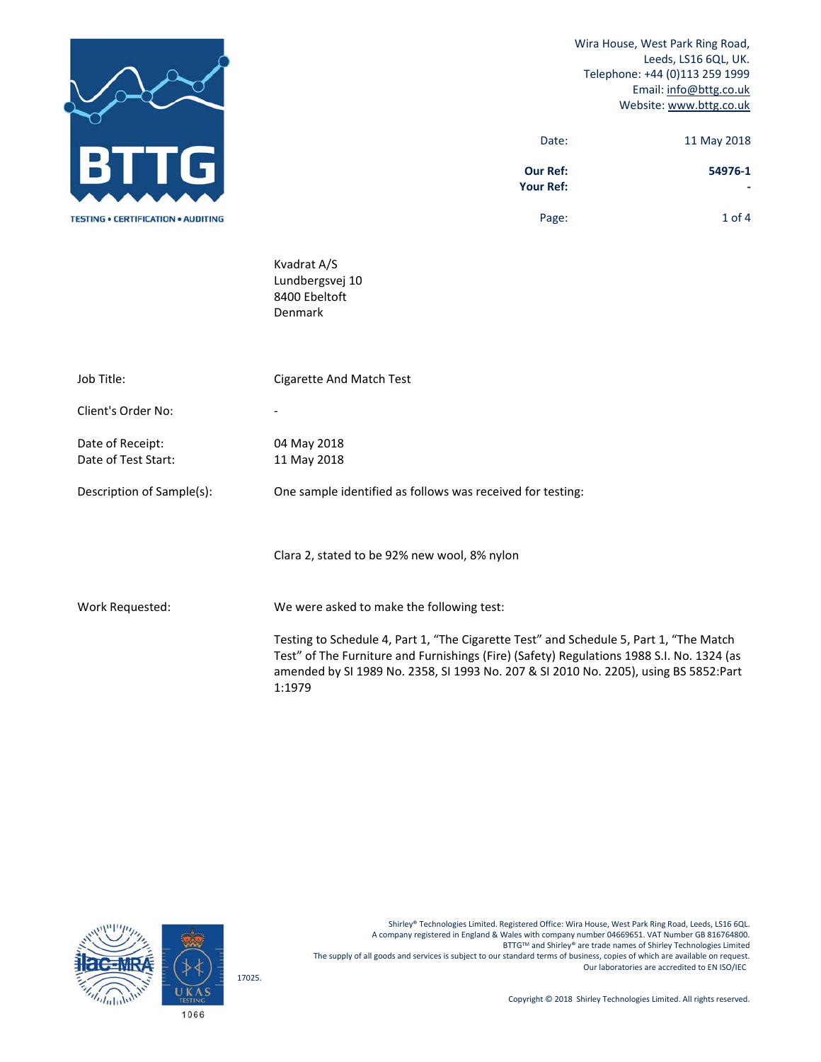Wira House, West Park Ring Road,
Leeds, LS16 6QL, UK.
Telephone: +44 (0)113 259 1999
Email: info@bttg.co.uk
Website: www.bttg.co.uk

Date: 11 May 2018

**Our Ref:** **54976-1**
**Your Ref:** **-**

Kvadrat A/S
Lundbergsvej 10
8400 Ebeltoft
Denmark

Job Title: Cigarette And Match Test

Client's Order No: -

Date of Receipt: 04 May 2018
Date of Test Start: 11 May 2018

Description of Sample(s): One sample identified as follows was received for testing:

Clara 2, stated to be 92% new wool, 8% nylon

Work Requested: We were asked to make the following test:

Testing to Schedule 4, Part 1, "The Cigarette Test" and Schedule 5, Part 1, "The Match Test" of The Furniture and Furnishings (Fire) (Safety) Regulations 1988 S.I. No. 1324 (as amended by SI 1989 No. 2358, SI 1993 No. 207 & SI 2010 No. 2205), using BS 5852:Part 1:1979

Shirley® Technologies Limited. Registered Office: Wira House, West Park Ring Road, Leeds, LS16 6QL.
A company registered in England & Wales with company number 04669651. VAT Number GB 816764800.
BTTG™ and Shirley® are trade names of Shirley Technologies Limited
The supply of all goods and services is subject to our standard terms of business, copies of which are available on request.
Our laboratories are accredited to EN ISO/IEC 17025.

Copyright © 2018 Shirley Technologies Limited. All rights reserved.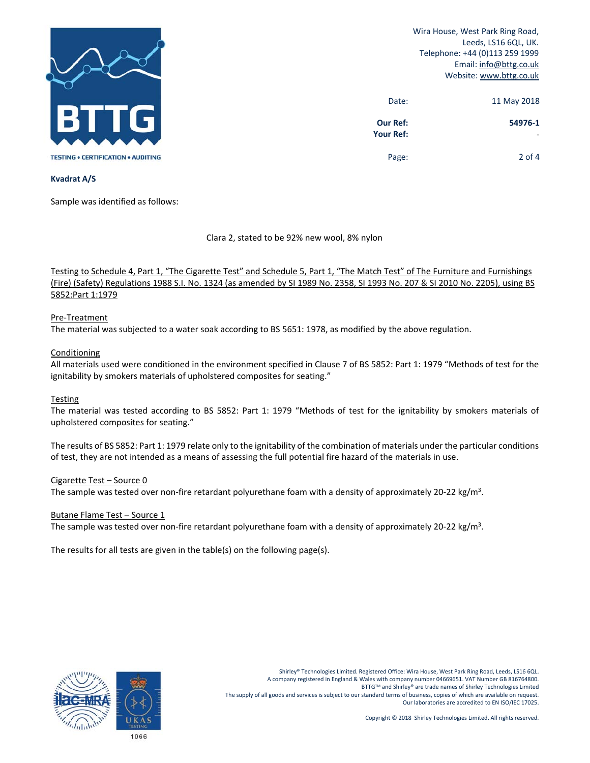Wira House, West Park Ring Road,
Leeds, LS16 6QL, UK.
Telephone: +44 (0)113 259 1999
Email: info@bttg.co.uk
Website: www.bttg.co.uk

| | |
|---|---|
| Date: | 11 May 2018 |
| **Our Ref:** | **54976-1** |
| **Your Ref:** | - |

**Kvadrat A/S**

Sample was identified as follows:

Clara 2, stated to be 92% new wool, 8% nylon

Testing to Schedule 4, Part 1, "The Cigarette Test" and Schedule 5, Part 1, "The Match Test" of The Furniture and Furnishings (Fire) (Safety) Regulations 1988 S.I. No. 1324 (as amended by SI 1989 No. 2358, SI 1993 No. 207 & SI 2010 No. 2205), using BS 5852:Part 1:1979

Pre-Treatment

The material was subjected to a water soak according to BS 5651: 1978, as modified by the above regulation.

Conditioning

All materials used were conditioned in the environment specified in Clause 7 of BS 5852: Part 1: 1979 "Methods of test for the ignitability by smokers materials of upholstered composites for seating."

Testing

The material was tested according to BS 5852: Part 1: 1979 "Methods of test for the ignitability by smokers materials of upholstered composites for seating."

The results of BS 5852: Part 1: 1979 relate only to the ignitability of the combination of materials under the particular conditions of test, they are not intended as a means of assessing the full potential fire hazard of the materials in use.

Cigarette Test – Source 0

The sample was tested over non-fire retardant polyurethane foam with a density of approximately 20-22 kg/m$^3$.

Butane Flame Test – Source 1

The sample was tested over non-fire retardant polyurethane foam with a density of approximately 20-22 kg/m$^3$.

The results for all tests are given in the table(s) on the following page(s).

Shirley® Technologies Limited. Registered Office: Wira House, West Park Ring Road, Leeds, LS16 6QL.
A company registered in England & Wales with company number 04669651. VAT Number GB 816764800.
BTTG™ and Shirley® are trade names of Shirley Technologies Limited
The supply of all goods and services is subject to our standard terms of business, copies of which are available on request.
Our laboratories are accredited to EN ISO/IEC 17025.

Copyright © 2018 Shirley Technologies Limited. All rights reserved.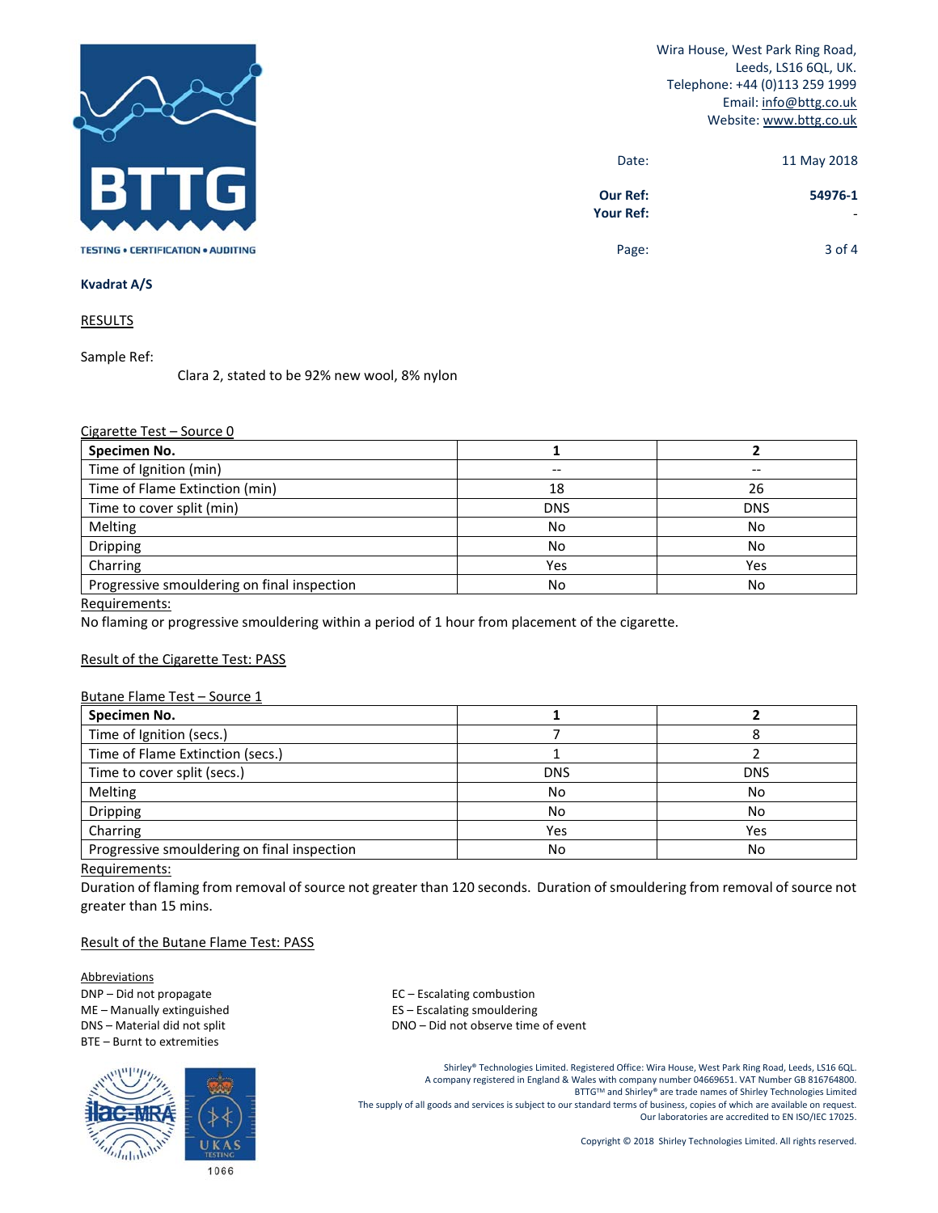Wira House, West Park Ring Road,
Leeds, LS16 6QL, UK.
Telephone: +44 (0)113 259 1999
Email: info@bttg.co.uk
Website: www.bttg.co.uk

Date: 11 May 2018

**Our Ref:** **54976-1**
**Your Ref:** -

**Kvadrat A/S**

RESULTS

Sample Ref:

Clara 2, stated to be 92% new wool, 8% nylon

Cigarette Test – Source 0

| **Specimen No.** | **1** | **2** |
|---|---|---|
| Time of Ignition (min) | -- | -- |
| Time of Flame Extinction (min) | 18 | 26 |
| Time to cover split (min) | DNS | DNS |
| Melting | No | No |
| Dripping | No | No |
| Charring | Yes | Yes |
| Progressive smouldering on final inspection | No | No |

Requirements:
No flaming or progressive smouldering within a period of 1 hour from placement of the cigarette.

Result of the Cigarette Test: PASS

Butane Flame Test – Source 1

| **Specimen No.** | **1** | **2** |
|---|---|---|
| Time of Ignition (secs.) | 7 | 8 |
| Time of Flame Extinction (secs.) | 1 | 2 |
| Time to cover split (secs.) | DNS | DNS |
| Melting | No | No |
| Dripping | No | No |
| Charring | Yes | Yes |
| Progressive smouldering on final inspection | No | No |

Requirements:
Duration of flaming from removal of source not greater than 120 seconds. Duration of smouldering from removal of source not greater than 15 mins.

Result of the Butane Flame Test: PASS

Abbreviations
DNP – Did not propagate
ME – Manually extinguished
DNS – Material did not split
BTE – Burnt to extremities
EC – Escalating combustion
ES – Escalating smouldering
DNO – Did not observe time of event

Shirley® Technologies Limited. Registered Office: Wira House, West Park Ring Road, Leeds, LS16 6QL.
A company registered in England & Wales with company number 04669651. VAT Number GB 816764800.
BTTG™ and Shirley® are trade names of Shirley Technologies Limited
The supply of all goods and services is subject to our standard terms of business, copies of which are available on request.
Our laboratories are accredited to EN ISO/IEC 17025.

Copyright © 2018 Shirley Technologies Limited. All rights reserved.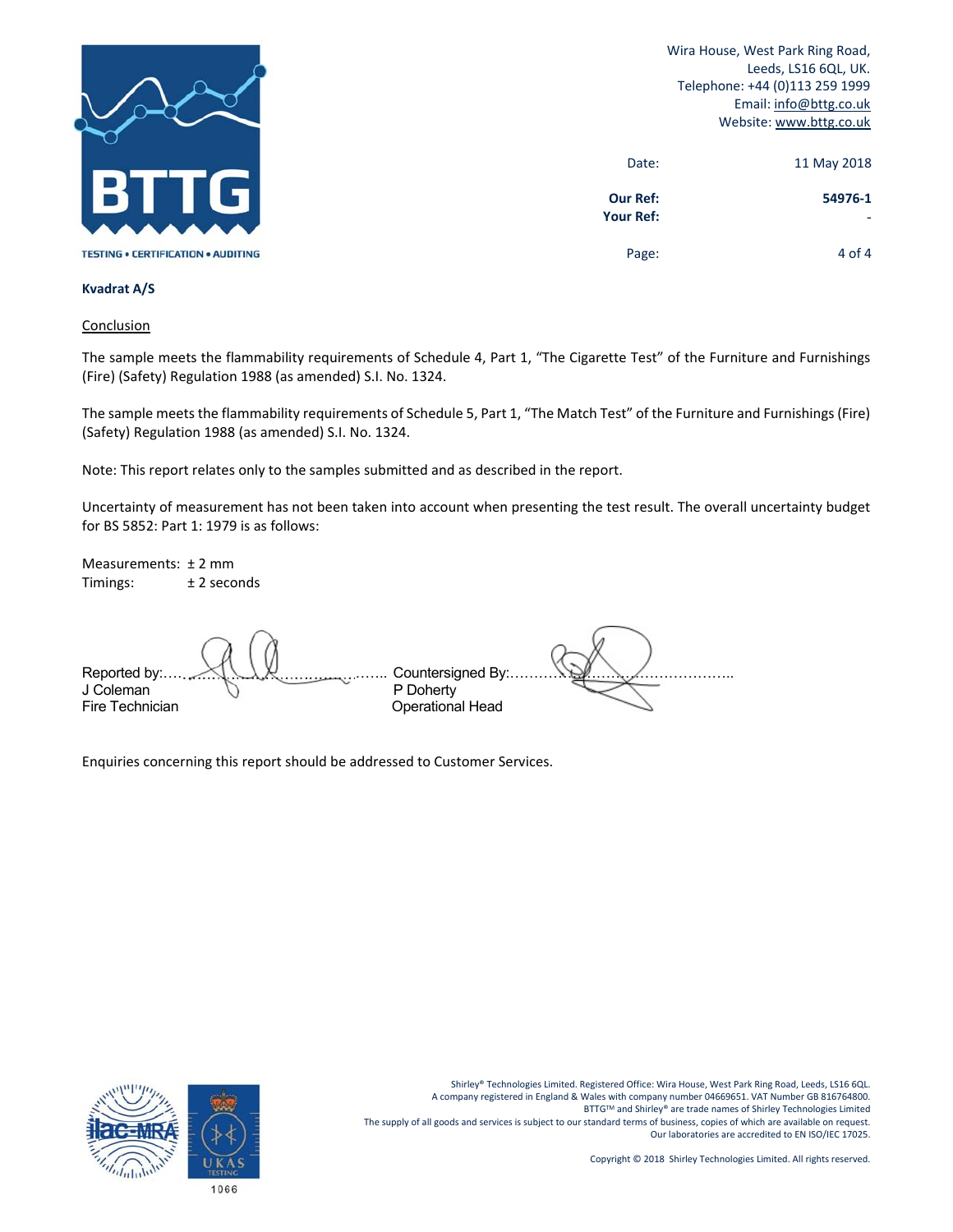Wira House, West Park Ring Road,
Leeds, LS16 6QL, UK.
Telephone: +44 (0)113 259 1999
Email: info@bttg.co.uk
Website: www.bttg.co.uk

| | |
|---|---|
| Date: | 11 May 2018 |
| **Our Ref:** | **54976-1** |
| **Your Ref:** | - |

**Kvadrat A/S**

Conclusion

The sample meets the flammability requirements of Schedule 4, Part 1, "The Cigarette Test" of the Furniture and Furnishings (Fire) (Safety) Regulation 1988 (as amended) S.I. No. 1324.

The sample meets the flammability requirements of Schedule 5, Part 1, "The Match Test" of the Furniture and Furnishings (Fire) (Safety) Regulation 1988 (as amended) S.I. No. 1324.

Note: This report relates only to the samples submitted and as described in the report.

Uncertainty of measurement has not been taken into account when presenting the test result. The overall uncertainty budget for BS 5852: Part 1: 1979 is as follows:

Measurements: ± 2 mm
Timings: ± 2 seconds

Reported by:…………………………………… Countersigned By:……………………………………
J Coleman
Fire Technician

P Doherty
Operational Head

Enquiries concerning this report should be addressed to Customer Services.

Shirley® Technologies Limited. Registered Office: Wira House, West Park Ring Road, Leeds, LS16 6QL.
A company registered in England & Wales with company number 04669651. VAT Number GB 816764800.
BTTG™ and Shirley® are trade names of Shirley Technologies Limited
The supply of all goods and services is subject to our standard terms of business, copies of which are available on request.
Our laboratories are accredited to EN ISO/IEC 17025.

Copyright © 2018 Shirley Technologies Limited. All rights reserved.

1066